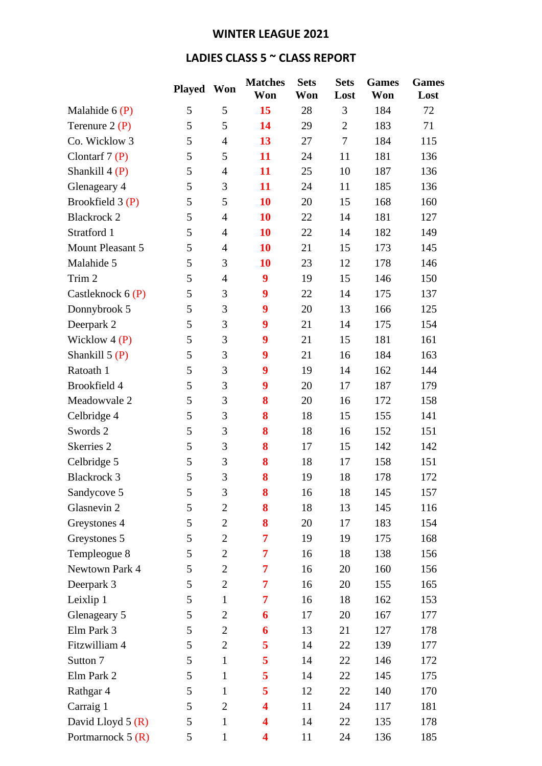## WINTER LEAGUE 2021

## LADIES CLASS 5 ~ CLASS REPORT

| | Played | Won | Matches Won | Sets Won | Sets Lost | Games Won | Games Lost |
|---|---|---|---|---|---|---|---|
| Malahide 6 (P) | 5 | 5 | **15** | 28 | 3 | 184 | 72 |
| Terenure 2 (P) | 5 | 5 | **14** | 29 | 2 | 183 | 71 |
| Co. Wicklow 3 | 5 | 4 | **13** | 27 | 7 | 184 | 115 |
| Clontarf 7 (P) | 5 | 5 | **11** | 24 | 11 | 181 | 136 |
| Shankill 4 (P) | 5 | 4 | **11** | 25 | 10 | 187 | 136 |
| Glenageary 4 | 5 | 3 | **11** | 24 | 11 | 185 | 136 |
| Brookfield 3 (P) | 5 | 5 | **10** | 20 | 15 | 168 | 160 |
| Blackrock 2 | 5 | 4 | **10** | 22 | 14 | 181 | 127 |
| Stratford 1 | 5 | 4 | **10** | 22 | 14 | 182 | 149 |
| Mount Pleasant 5 | 5 | 4 | **10** | 21 | 15 | 173 | 145 |
| Malahide 5 | 5 | 3 | **10** | 23 | 12 | 178 | 146 |
| Trim 2 | 5 | 4 | **9** | 19 | 15 | 146 | 150 |
| Castleknock 6 (P) | 5 | 3 | **9** | 22 | 14 | 175 | 137 |
| Donnybrook 5 | 5 | 3 | **9** | 20 | 13 | 166 | 125 |
| Deerpark 2 | 5 | 3 | **9** | 21 | 14 | 175 | 154 |
| Wicklow 4 (P) | 5 | 3 | **9** | 21 | 15 | 181 | 161 |
| Shankill 5 (P) | 5 | 3 | **9** | 21 | 16 | 184 | 163 |
| Ratoath 1 | 5 | 3 | **9** | 19 | 14 | 162 | 144 |
| Brookfield 4 | 5 | 3 | **9** | 20 | 17 | 187 | 179 |
| Meadowvale 2 | 5 | 3 | **8** | 20 | 16 | 172 | 158 |
| Celbridge 4 | 5 | 3 | **8** | 18 | 15 | 155 | 141 |
| Swords 2 | 5 | 3 | **8** | 18 | 16 | 152 | 151 |
| Skerries 2 | 5 | 3 | **8** | 17 | 15 | 142 | 142 |
| Celbridge 5 | 5 | 3 | **8** | 18 | 17 | 158 | 151 |
| Blackrock 3 | 5 | 3 | **8** | 19 | 18 | 178 | 172 |
| Sandycove 5 | 5 | 3 | **8** | 16 | 18 | 145 | 157 |
| Glasnevin 2 | 5 | 2 | **8** | 18 | 13 | 145 | 116 |
| Greystones 4 | 5 | 2 | **8** | 20 | 17 | 183 | 154 |
| Greystones 5 | 5 | 2 | **7** | 19 | 19 | 175 | 168 |
| Templeogue 8 | 5 | 2 | **7** | 16 | 18 | 138 | 156 |
| Newtown Park 4 | 5 | 2 | **7** | 16 | 20 | 160 | 156 |
| Deerpark 3 | 5 | 2 | **7** | 16 | 20 | 155 | 165 |
| Leixlip 1 | 5 | 1 | **7** | 16 | 18 | 162 | 153 |
| Glenageary 5 | 5 | 2 | **6** | 17 | 20 | 167 | 177 |
| Elm Park 3 | 5 | 2 | **6** | 13 | 21 | 127 | 178 |
| Fitzwilliam 4 | 5 | 2 | **5** | 14 | 22 | 139 | 177 |
| Sutton 7 | 5 | 1 | **5** | 14 | 22 | 146 | 172 |
| Elm Park 2 | 5 | 1 | **5** | 14 | 22 | 145 | 175 |
| Rathgar 4 | 5 | 1 | **5** | 12 | 22 | 140 | 170 |
| Carraig 1 | 5 | 2 | **4** | 11 | 24 | 117 | 181 |
| David Lloyd 5 (R) | 5 | 1 | **4** | 14 | 22 | 135 | 178 |
| Portmarnock 5 (R) | 5 | 1 | **4** | 11 | 24 | 136 | 185 |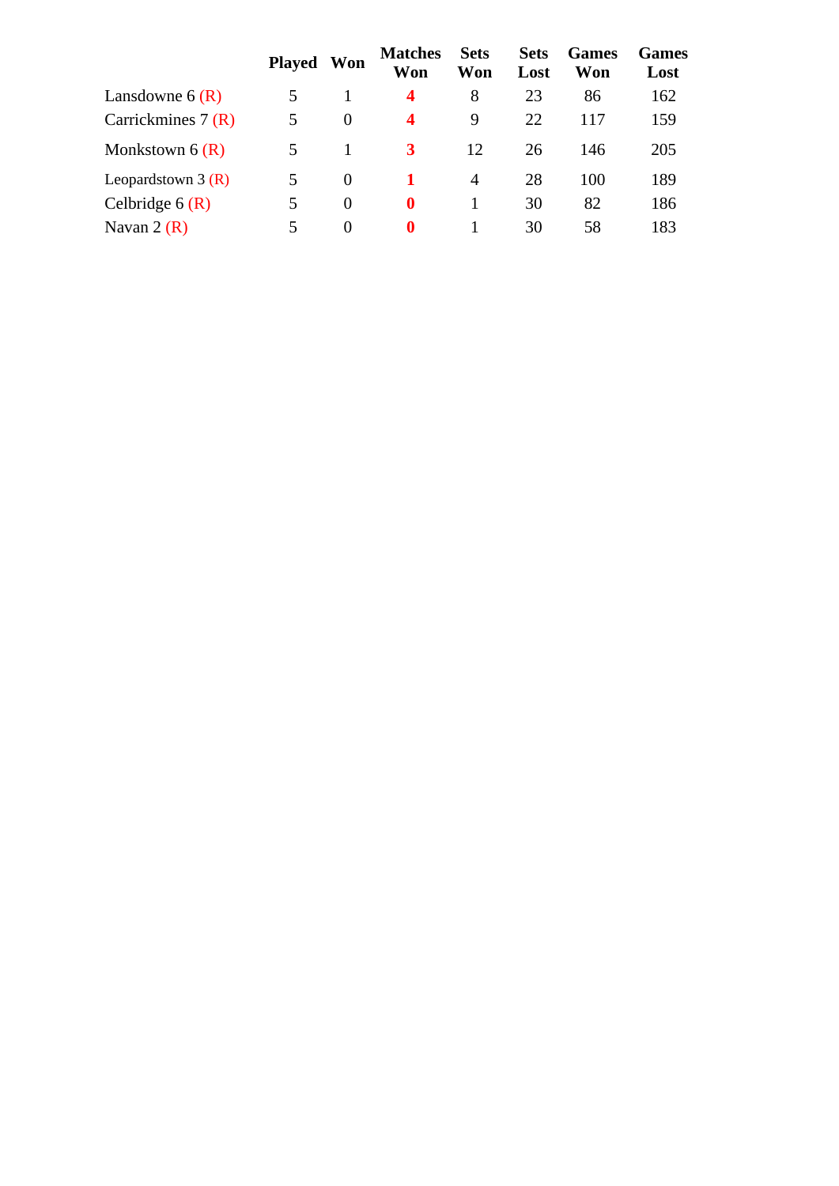| | Played | Won | Matches Won | Sets Won | Sets Lost | Games Won | Games Lost |
|---|---|---|---|---|---|---|---|
| Lansdowne 6 (R) | 5 | 1 | **4** | 8 | 23 | 86 | 162 |
| Carrickmines 7 (R) | 5 | 0 | **4** | 9 | 22 | 117 | 159 |
| Monkstown 6 (R) | 5 | 1 | **3** | 12 | 26 | 146 | 205 |
| Leopardstown 3 (R) | 5 | 0 | **1** | 4 | 28 | 100 | 189 |
| Celbridge 6 (R) | 5 | 0 | **0** | 1 | 30 | 82 | 186 |
| Navan 2 (R) | 5 | 0 | **0** | 1 | 30 | 58 | 183 |